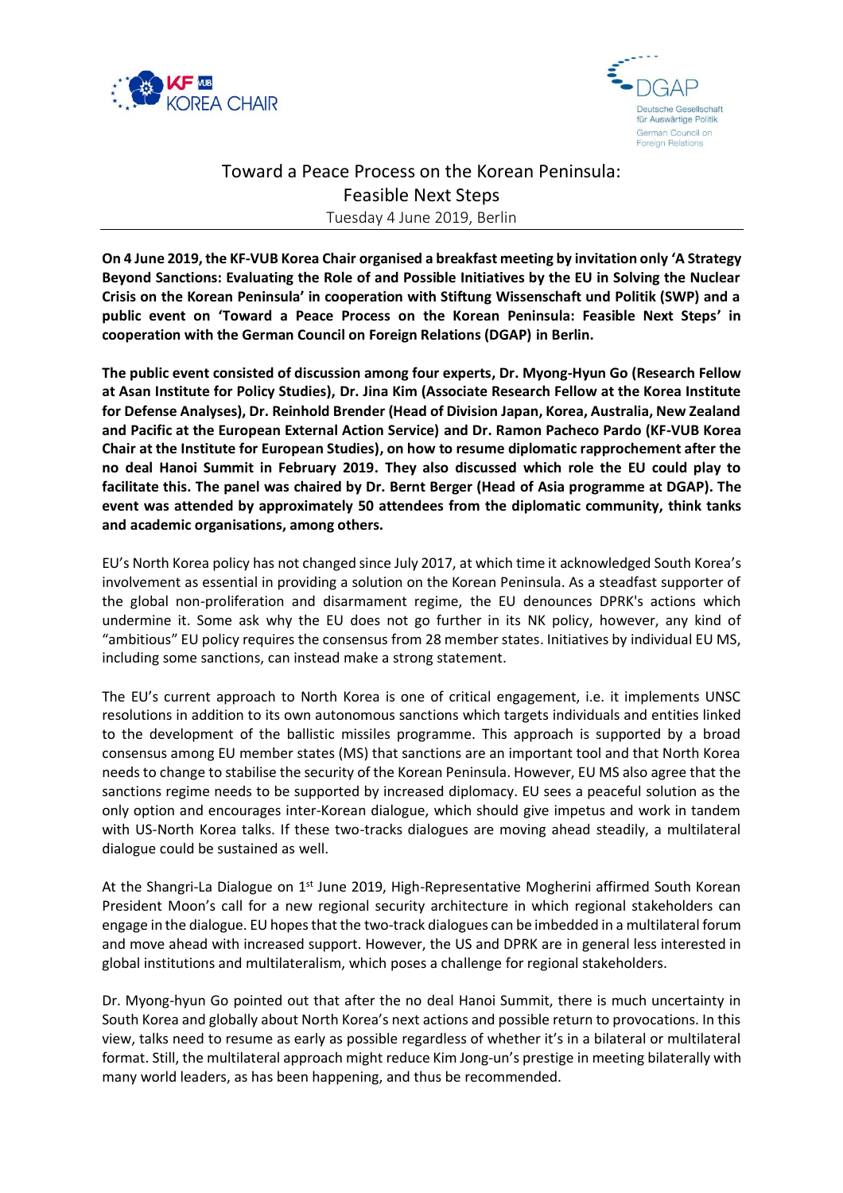# Toward a Peace Process on the Korean Peninsula: Feasible Next Steps

Tuesday 4 June 2019, Berlin

**On 4 June 2019, the KF-VUB Korea Chair organised a breakfast meeting by invitation only 'A Strategy Beyond Sanctions: Evaluating the Role of and Possible Initiatives by the EU in Solving the Nuclear Crisis on the Korean Peninsula' in cooperation with Stiftung Wissenschaft und Politik (SWP) and a public event on 'Toward a Peace Process on the Korean Peninsula: Feasible Next Steps' in cooperation with the German Council on Foreign Relations (DGAP) in Berlin.**

**The public event consisted of discussion among four experts, Dr. Myong-Hyun Go (Research Fellow at Asan Institute for Policy Studies), Dr. Jina Kim (Associate Research Fellow at the Korea Institute for Defense Analyses), Dr. Reinhold Brender (Head of Division Japan, Korea, Australia, New Zealand and Pacific at the European External Action Service) and Dr. Ramon Pacheco Pardo (KF-VUB Korea Chair at the Institute for European Studies), on how to resume diplomatic rapprochement after the no deal Hanoi Summit in February 2019. They also discussed which role the EU could play to facilitate this. The panel was chaired by Dr. Bernt Berger (Head of Asia programme at DGAP). The event was attended by approximately 50 attendees from the diplomatic community, think tanks and academic organisations, among others.**

EU's North Korea policy has not changed since July 2017, at which time it acknowledged South Korea's involvement as essential in providing a solution on the Korean Peninsula. As a steadfast supporter of the global non-proliferation and disarmament regime, the EU denounces DPRK's actions which undermine it. Some ask why the EU does not go further in its NK policy, however, any kind of "ambitious" EU policy requires the consensus from 28 member states. Initiatives by individual EU MS, including some sanctions, can instead make a strong statement.

The EU's current approach to North Korea is one of critical engagement, i.e. it implements UNSC resolutions in addition to its own autonomous sanctions which targets individuals and entities linked to the development of the ballistic missiles programme. This approach is supported by a broad consensus among EU member states (MS) that sanctions are an important tool and that North Korea needs to change to stabilise the security of the Korean Peninsula. However, EU MS also agree that the sanctions regime needs to be supported by increased diplomacy. EU sees a peaceful solution as the only option and encourages inter-Korean dialogue, which should give impetus and work in tandem with US-North Korea talks. If these two-tracks dialogues are moving ahead steadily, a multilateral dialogue could be sustained as well.

At the Shangri-La Dialogue on 1st June 2019, High-Representative Mogherini affirmed South Korean President Moon's call for a new regional security architecture in which regional stakeholders can engage in the dialogue. EU hopes that the two-track dialogues can be imbedded in a multilateral forum and move ahead with increased support. However, the US and DPRK are in general less interested in global institutions and multilateralism, which poses a challenge for regional stakeholders.

Dr. Myong-hyun Go pointed out that after the no deal Hanoi Summit, there is much uncertainty in South Korea and globally about North Korea's next actions and possible return to provocations. In this view, talks need to resume as early as possible regardless of whether it's in a bilateral or multilateral format. Still, the multilateral approach might reduce Kim Jong-un's prestige in meeting bilaterally with many world leaders, as has been happening, and thus be recommended.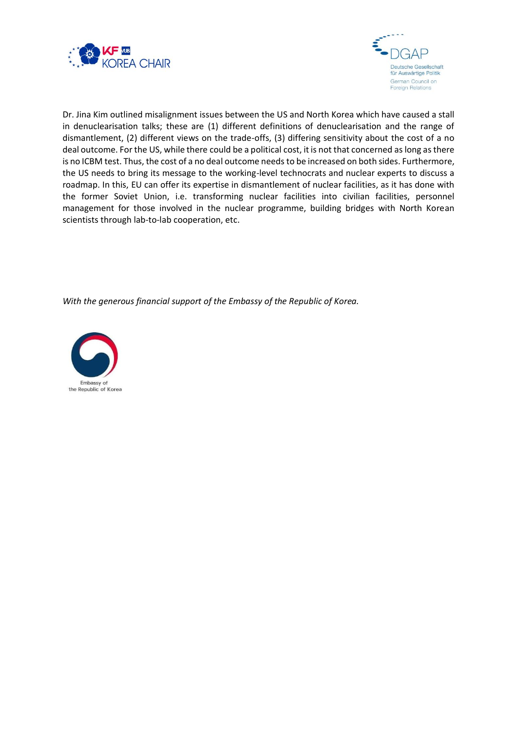Dr. Jina Kim outlined misalignment issues between the US and North Korea which have caused a stall in denuclearisation talks; these are (1) different definitions of denuclearisation and the range of dismantlement, (2) different views on the trade-offs, (3) differing sensitivity about the cost of a no deal outcome. For the US, while there could be a political cost, it is not that concerned as long as there is no ICBM test. Thus, the cost of a no deal outcome needs to be increased on both sides. Furthermore, the US needs to bring its message to the working-level technocrats and nuclear experts to discuss a roadmap. In this, EU can offer its expertise in dismantlement of nuclear facilities, as it has done with the former Soviet Union, i.e. transforming nuclear facilities into civilian facilities, personnel management for those involved in the nuclear programme, building bridges with North Korean scientists through lab-to-lab cooperation, etc.

*With the generous financial support of the Embassy of the Republic of Korea.*

Embassy of the Republic of Korea